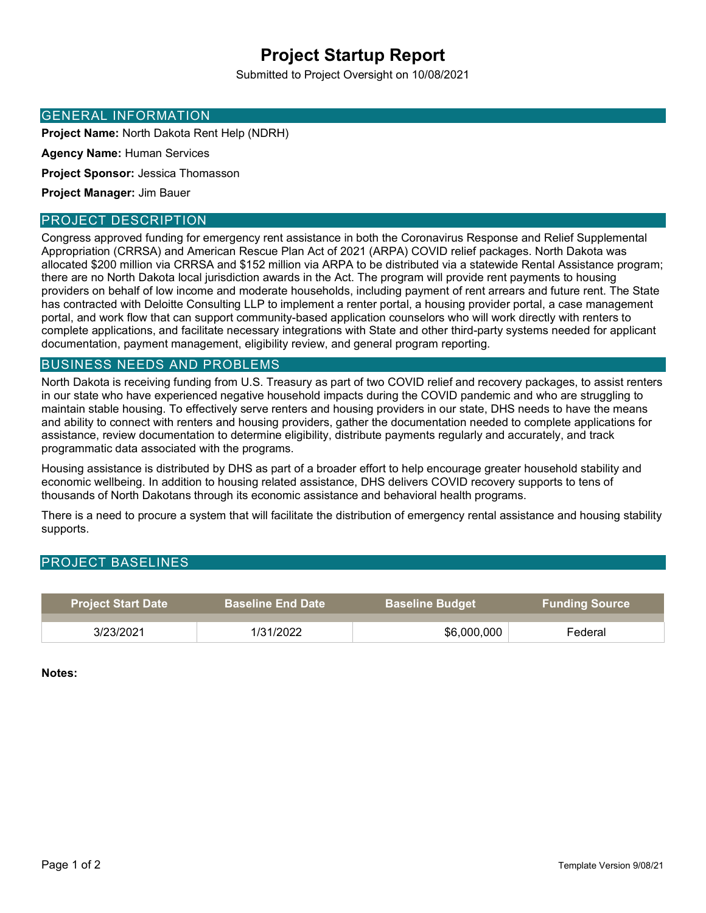# Project Startup Report

Submitted to Project Oversight on 10/08/2021

## GENERAL INFORMATION

**Project Name:** North Dakota Rent Help (NDRH)

**Agency Name:** Human Services

**Project Sponsor:** Jessica Thomasson

**Project Manager:** Jim Bauer

## PROJECT DESCRIPTION

Congress approved funding for emergency rent assistance in both the Coronavirus Response and Relief Supplemental Appropriation (CRRSA) and American Rescue Plan Act of 2021 (ARPA) COVID relief packages. North Dakota was allocated $200 million via CRRSA and $152 million via ARPA to be distributed via a statewide Rental Assistance program; there are no North Dakota local jurisdiction awards in the Act. The program will provide rent payments to housing providers on behalf of low income and moderate households, including payment of rent arrears and future rent. The State has contracted with Deloitte Consulting LLP to implement a renter portal, a housing provider portal, a case management portal, and work flow that can support community-based application counselors who will work directly with renters to complete applications, and facilitate necessary integrations with State and other third-party systems needed for applicant documentation, payment management, eligibility review, and general program reporting.

## BUSINESS NEEDS AND PROBLEMS

North Dakota is receiving funding from U.S. Treasury as part of two COVID relief and recovery packages, to assist renters in our state who have experienced negative household impacts during the COVID pandemic and who are struggling to maintain stable housing. To effectively serve renters and housing providers in our state, DHS needs to have the means and ability to connect with renters and housing providers, gather the documentation needed to complete applications for assistance, review documentation to determine eligibility, distribute payments regularly and accurately, and track programmatic data associated with the programs.

Housing assistance is distributed by DHS as part of a broader effort to help encourage greater household stability and economic wellbeing. In addition to housing related assistance, DHS delivers COVID recovery supports to tens of thousands of North Dakotans through its economic assistance and behavioral health programs.

There is a need to procure a system that will facilitate the distribution of emergency rental assistance and housing stability supports.

## PROJECT BASELINES

| Project Start Date | Baseline End Date | Baseline Budget | Funding Source |
|---|---|---|---|
| 3/23/2021 | 1/31/2022 | $6,000,000 | Federal |

**Notes:**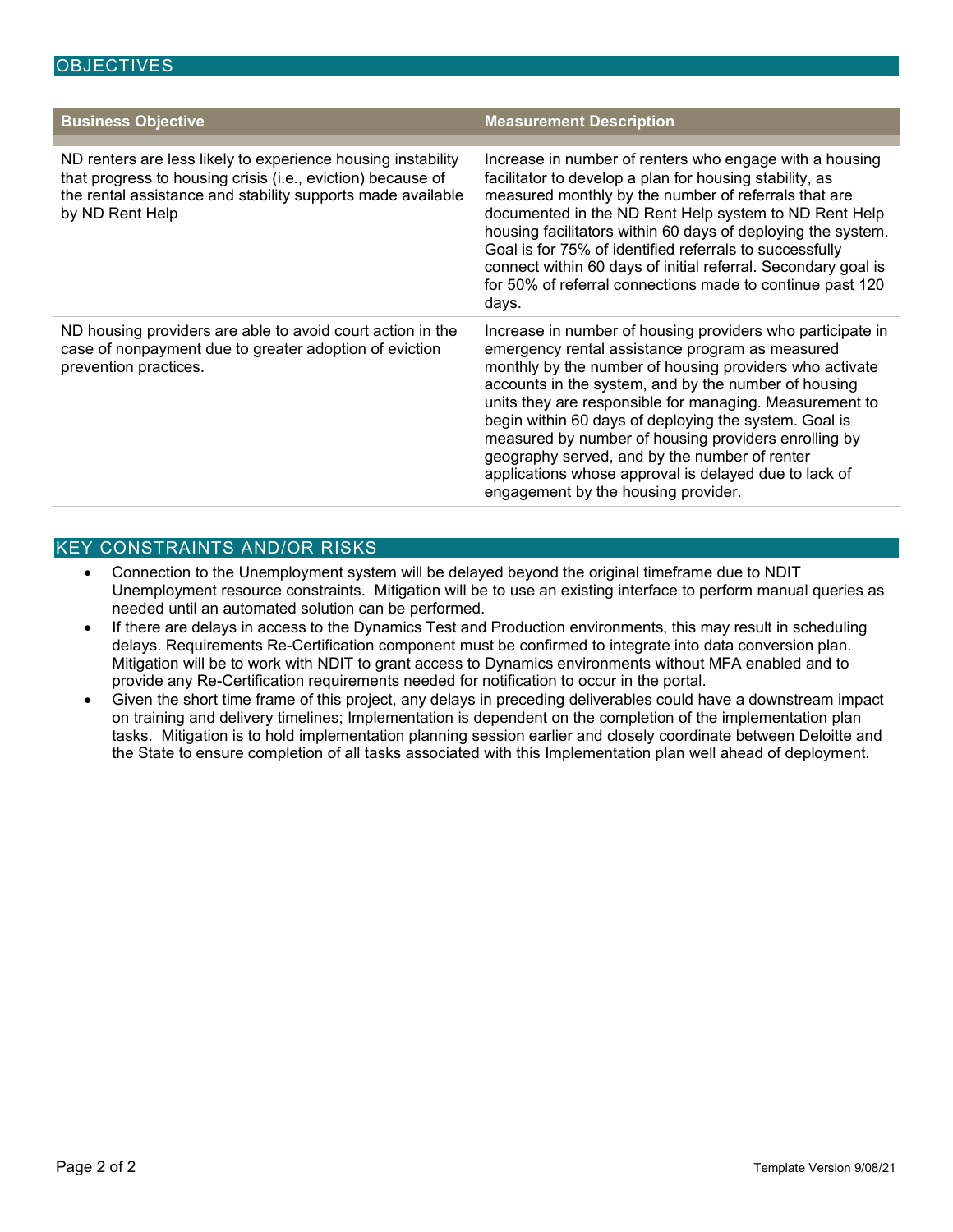## OBJECTIVES

| Business Objective | Measurement Description |
| --- | --- |
| ND renters are less likely to experience housing instability that progress to housing crisis (i.e., eviction) because of the rental assistance and stability supports made available by ND Rent Help | Increase in number of renters who engage with a housing facilitator to develop a plan for housing stability, as measured monthly by the number of referrals that are documented in the ND Rent Help system to ND Rent Help housing facilitators within 60 days of deploying the system. Goal is for 75% of identified referrals to successfully connect within 60 days of initial referral. Secondary goal is for 50% of referral connections made to continue past 120 days. |
| ND housing providers are able to avoid court action in the case of nonpayment due to greater adoption of eviction prevention practices. | Increase in number of housing providers who participate in emergency rental assistance program as measured monthly by the number of housing providers who activate accounts in the system, and by the number of housing units they are responsible for managing. Measurement to begin within 60 days of deploying the system. Goal is measured by number of housing providers enrolling by geography served, and by the number of renter applications whose approval is delayed due to lack of engagement by the housing provider. |

## KEY CONSTRAINTS AND/OR RISKS

- Connection to the Unemployment system will be delayed beyond the original timeframe due to NDIT Unemployment resource constraints. Mitigation will be to use an existing interface to perform manual queries as needed until an automated solution can be performed.
- If there are delays in access to the Dynamics Test and Production environments, this may result in scheduling delays. Requirements Re-Certification component must be confirmed to integrate into data conversion plan. Mitigation will be to work with NDIT to grant access to Dynamics environments without MFA enabled and to provide any Re-Certification requirements needed for notification to occur in the portal.
- Given the short time frame of this project, any delays in preceding deliverables could have a downstream impact on training and delivery timelines; Implementation is dependent on the completion of the implementation plan tasks. Mitigation is to hold implementation planning session earlier and closely coordinate between Deloitte and the State to ensure completion of all tasks associated with this Implementation plan well ahead of deployment.